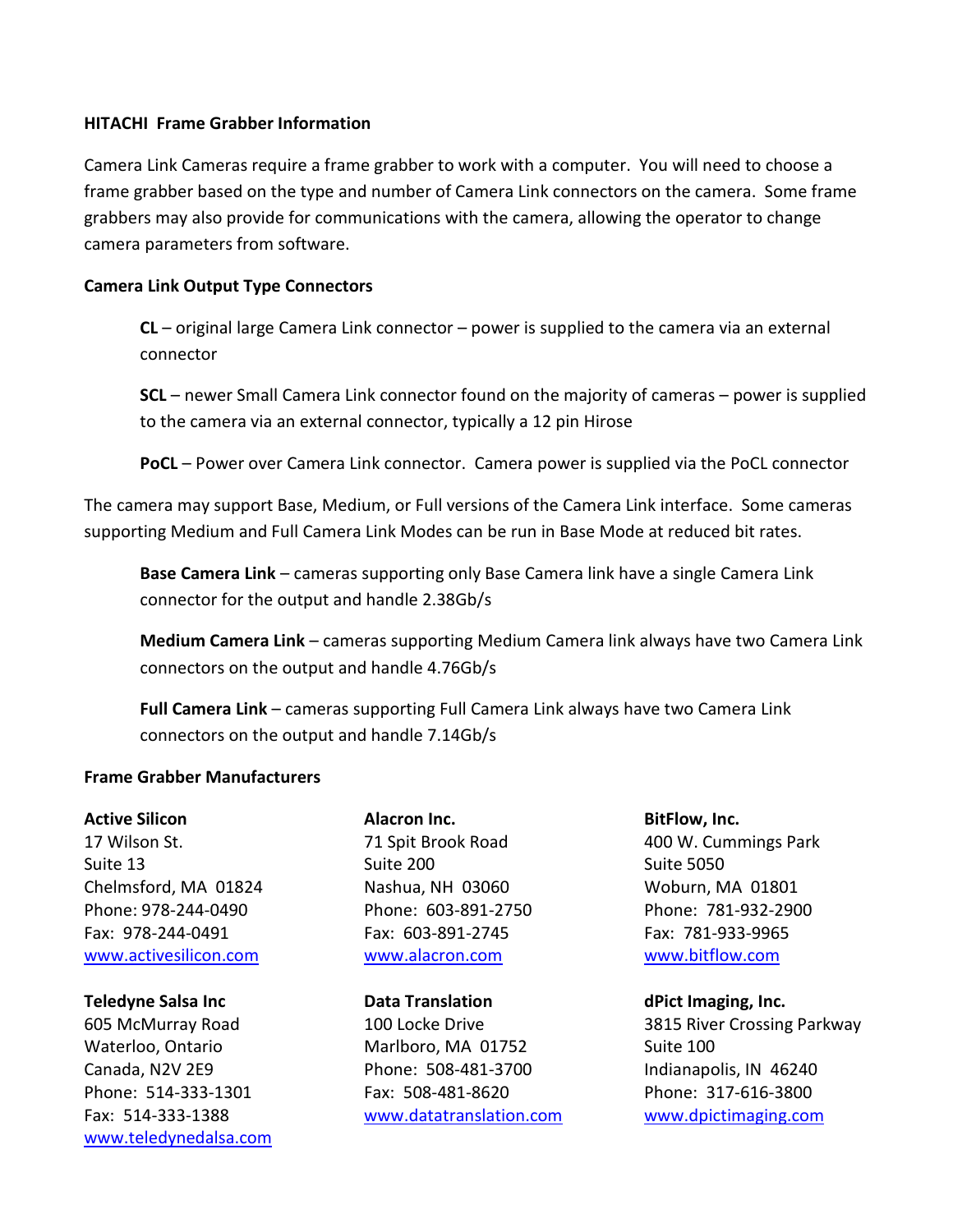## HITACHI Frame Grabber Information

Camera Link Cameras require a frame grabber to work with a computer. You will need to choose a frame grabber based on the type and number of Camera Link connectors on the camera. Some frame grabbers may also provide for communications with the camera, allowing the operator to change camera parameters from software.

### Camera Link Output Type Connectors

**CL** – original large Camera Link connector – power is supplied to the camera via an external connector

**SCL** – newer Small Camera Link connector found on the majority of cameras – power is supplied to the camera via an external connector, typically a 12 pin Hirose

**PoCL** – Power over Camera Link connector. Camera power is supplied via the PoCL connector

The camera may support Base, Medium, or Full versions of the Camera Link interface. Some cameras supporting Medium and Full Camera Link Modes can be run in Base Mode at reduced bit rates.

**Base Camera Link** – cameras supporting only Base Camera link have a single Camera Link connector for the output and handle 2.38Gb/s

**Medium Camera Link** – cameras supporting Medium Camera link always have two Camera Link connectors on the output and handle 4.76Gb/s

**Full Camera Link** – cameras supporting Full Camera Link always have two Camera Link connectors on the output and handle 7.14Gb/s

### Frame Grabber Manufacturers

**Active Silicon**
17 Wilson St.
Suite 13
Chelmsford, MA 01824
Phone: 978-244-0490
Fax: 978-244-0491
www.activesilicon.com

**Alacron Inc.**
71 Spit Brook Road
Suite 200
Nashua, NH 03060
Phone: 603-891-2750
Fax: 603-891-2745
www.alacron.com

**BitFlow, Inc.**
400 W. Cummings Park
Suite 5050
Woburn, MA 01801
Phone: 781-932-2900
Fax: 781-933-9965
www.bitflow.com

**Teledyne Salsa Inc**
605 McMurray Road
Waterloo, Ontario
Canada, N2V 2E9
Phone: 514-333-1301
Fax: 514-333-1388
www.teledynedalsa.com

**Data Translation**
100 Locke Drive
Marlboro, MA 01752
Phone: 508-481-3700
Fax: 508-481-8620
www.datatranslation.com

**dPict Imaging, Inc.**
3815 River Crossing Parkway
Suite 100
Indianapolis, IN 46240
Phone: 317-616-3800
www.dpictimaging.com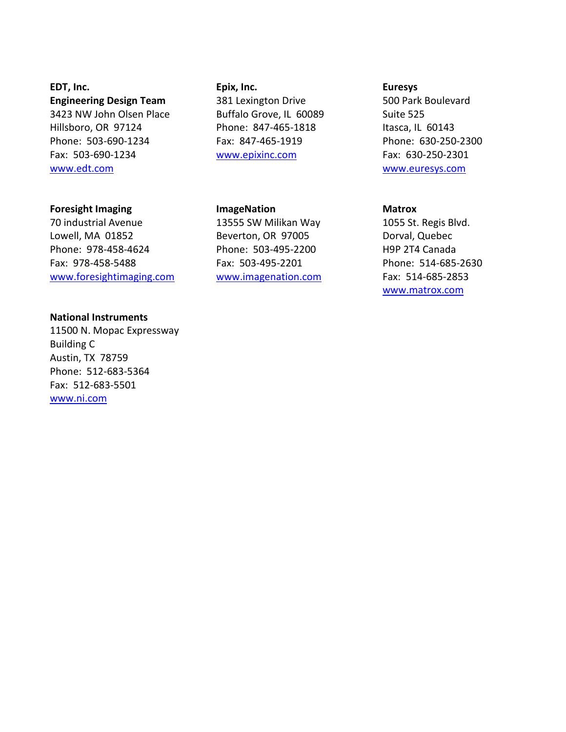**EDT, Inc.**
**Engineering Design Team**
3423 NW John Olsen Place
Hillsboro, OR 97124
Phone: 503-690-1234
Fax: 503-690-1234
www.edt.com

**Epix, Inc.**
381 Lexington Drive
Buffalo Grove, IL 60089
Phone: 847-465-1818
Fax: 847-465-1919
www.epixinc.com

**Euresys**
500 Park Boulevard
Suite 525
Itasca, IL 60143
Phone: 630-250-2300
Fax: 630-250-2301
www.euresys.com

**Foresight Imaging**
70 industrial Avenue
Lowell, MA 01852
Phone: 978-458-4624
Fax: 978-458-5488
www.foresightimaging.com

**ImageNation**
13555 SW Milikan Way
Beverton, OR 97005
Phone: 503-495-2200
Fax: 503-495-2201
www.imagenation.com

**Matrox**
1055 St. Regis Blvd.
Dorval, Quebec
H9P 2T4 Canada
Phone: 514-685-2630
Fax: 514-685-2853
www.matrox.com

**National Instruments**
11500 N. Mopac Expressway
Building C
Austin, TX 78759
Phone: 512-683-5364
Fax: 512-683-5501
www.ni.com